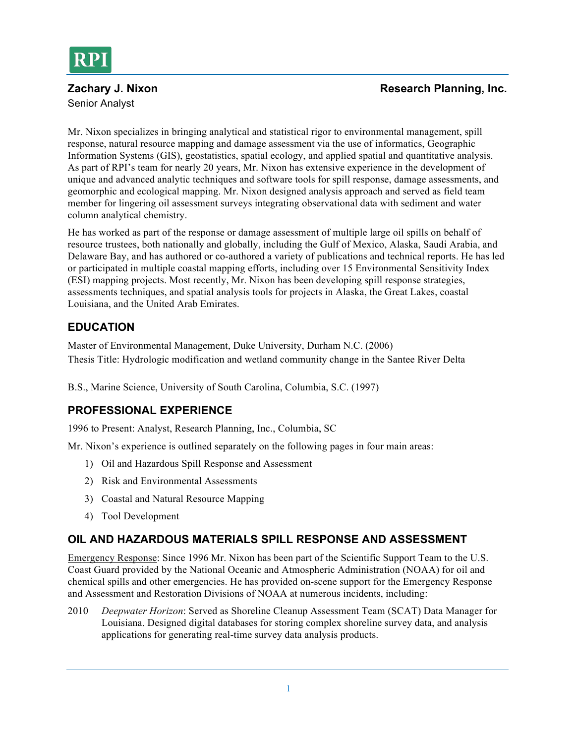RPI

**Zachary J. Nixon** **Research Planning, Inc.**

Senior Analyst

Mr. Nixon specializes in bringing analytical and statistical rigor to environmental management, spill response, natural resource mapping and damage assessment via the use of informatics, Geographic Information Systems (GIS), geostatistics, spatial ecology, and applied spatial and quantitative analysis. As part of RPI's team for nearly 20 years, Mr. Nixon has extensive experience in the development of unique and advanced analytic techniques and software tools for spill response, damage assessments, and geomorphic and ecological mapping. Mr. Nixon designed analysis approach and served as field team member for lingering oil assessment surveys integrating observational data with sediment and water column analytical chemistry.

He has worked as part of the response or damage assessment of multiple large oil spills on behalf of resource trustees, both nationally and globally, including the Gulf of Mexico, Alaska, Saudi Arabia, and Delaware Bay, and has authored or co-authored a variety of publications and technical reports. He has led or participated in multiple coastal mapping efforts, including over 15 Environmental Sensitivity Index (ESI) mapping projects. Most recently, Mr. Nixon has been developing spill response strategies, assessments techniques, and spatial analysis tools for projects in Alaska, the Great Lakes, coastal Louisiana, and the United Arab Emirates.

## EDUCATION

Master of Environmental Management, Duke University, Durham N.C. (2006)
Thesis Title: Hydrologic modification and wetland community change in the Santee River Delta

B.S., Marine Science, University of South Carolina, Columbia, S.C. (1997)

## PROFESSIONAL EXPERIENCE

1996 to Present: Analyst, Research Planning, Inc., Columbia, SC

Mr. Nixon's experience is outlined separately on the following pages in four main areas:

1) Oil and Hazardous Spill Response and Assessment
2) Risk and Environmental Assessments
3) Coastal and Natural Resource Mapping
4) Tool Development

## OIL AND HAZARDOUS MATERIALS SPILL RESPONSE AND ASSESSMENT

Emergency Response: Since 1996 Mr. Nixon has been part of the Scientific Support Team to the U.S. Coast Guard provided by the National Oceanic and Atmospheric Administration (NOAA) for oil and chemical spills and other emergencies. He has provided on-scene support for the Emergency Response and Assessment and Restoration Divisions of NOAA at numerous incidents, including:

2010 *Deepwater Horizon*: Served as Shoreline Cleanup Assessment Team (SCAT) Data Manager for Louisiana. Designed digital databases for storing complex shoreline survey data, and analysis applications for generating real-time survey data analysis products.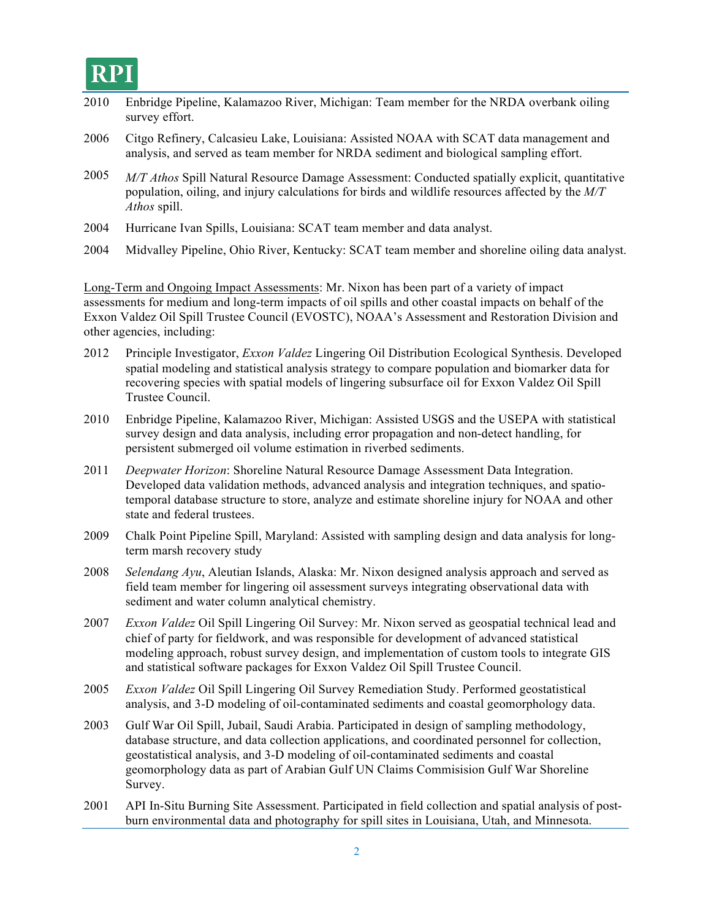2010 Enbridge Pipeline, Kalamazoo River, Michigan: Team member for the NRDA overbank oiling survey effort.

2006 Citgo Refinery, Calcasieu Lake, Louisiana: Assisted NOAA with SCAT data management and analysis, and served as team member for NRDA sediment and biological sampling effort.

2005 *M/T Athos* Spill Natural Resource Damage Assessment: Conducted spatially explicit, quantitative population, oiling, and injury calculations for birds and wildlife resources affected by the *M/T Athos* spill.

2004 Hurricane Ivan Spills, Louisiana: SCAT team member and data analyst.

2004 Midvalley Pipeline, Ohio River, Kentucky: SCAT team member and shoreline oiling data analyst.

<u>Long-Term and Ongoing Impact Assessments</u>: Mr. Nixon has been part of a variety of impact assessments for medium and long-term impacts of oil spills and other coastal impacts on behalf of the Exxon Valdez Oil Spill Trustee Council (EVOSTC), NOAA's Assessment and Restoration Division and other agencies, including:

2012 Principle Investigator, *Exxon Valdez* Lingering Oil Distribution Ecological Synthesis. Developed spatial modeling and statistical analysis strategy to compare population and biomarker data for recovering species with spatial models of lingering subsurface oil for Exxon Valdez Oil Spill Trustee Council.

2010 Enbridge Pipeline, Kalamazoo River, Michigan: Assisted USGS and the USEPA with statistical survey design and data analysis, including error propagation and non-detect handling, for persistent submerged oil volume estimation in riverbed sediments.

2011 *Deepwater Horizon*: Shoreline Natural Resource Damage Assessment Data Integration. Developed data validation methods, advanced analysis and integration techniques, and spatio-temporal database structure to store, analyze and estimate shoreline injury for NOAA and other state and federal trustees.

2009 Chalk Point Pipeline Spill, Maryland: Assisted with sampling design and data analysis for long-term marsh recovery study

2008 *Selendang Ayu*, Aleutian Islands, Alaska: Mr. Nixon designed analysis approach and served as field team member for lingering oil assessment surveys integrating observational data with sediment and water column analytical chemistry.

2007 *Exxon Valdez* Oil Spill Lingering Oil Survey: Mr. Nixon served as geospatial technical lead and chief of party for fieldwork, and was responsible for development of advanced statistical modeling approach, robust survey design, and implementation of custom tools to integrate GIS and statistical software packages for Exxon Valdez Oil Spill Trustee Council.

2005 *Exxon Valdez* Oil Spill Lingering Oil Survey Remediation Study. Performed geostatistical analysis, and 3-D modeling of oil-contaminated sediments and coastal geomorphology data.

2003 Gulf War Oil Spill, Jubail, Saudi Arabia. Participated in design of sampling methodology, database structure, and data collection applications, and coordinated personnel for collection, geostatistical analysis, and 3-D modeling of oil-contaminated sediments and coastal geomorphology data as part of Arabian Gulf UN Claims Commisision Gulf War Shoreline Survey.

2001 API In-Situ Burning Site Assessment. Participated in field collection and spatial analysis of post-burn environmental data and photography for spill sites in Louisiana, Utah, and Minnesota.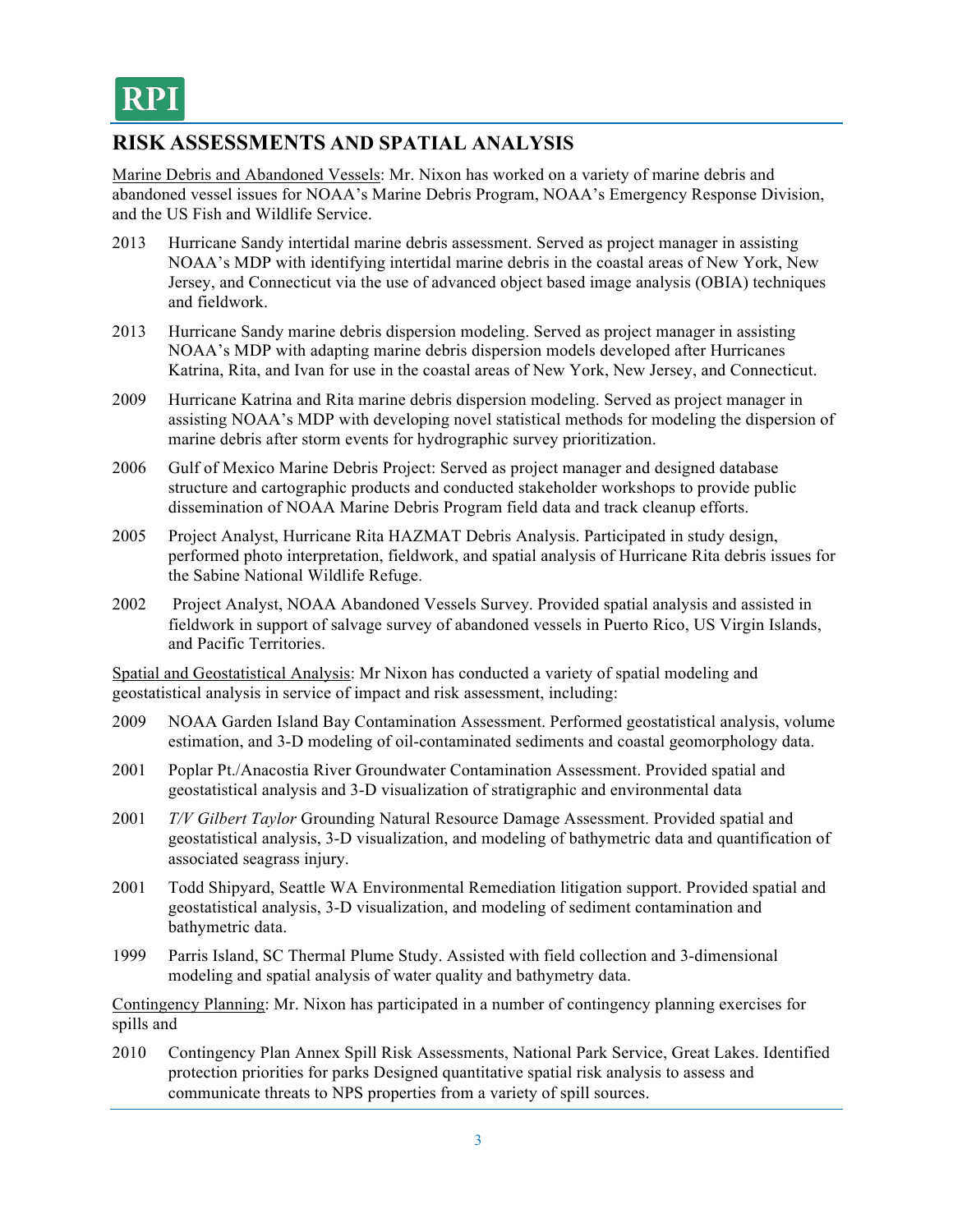RPI

## RISK ASSESSMENTS AND SPATIAL ANALYSIS

Marine Debris and Abandoned Vessels: Mr. Nixon has worked on a variety of marine debris and abandoned vessel issues for NOAA's Marine Debris Program, NOAA's Emergency Response Division, and the US Fish and Wildlife Service.

2013 Hurricane Sandy intertidal marine debris assessment. Served as project manager in assisting NOAA's MDP with identifying intertidal marine debris in the coastal areas of New York, New Jersey, and Connecticut via the use of advanced object based image analysis (OBIA) techniques and fieldwork.

2013 Hurricane Sandy marine debris dispersion modeling. Served as project manager in assisting NOAA's MDP with adapting marine debris dispersion models developed after Hurricanes Katrina, Rita, and Ivan for use in the coastal areas of New York, New Jersey, and Connecticut.

2009 Hurricane Katrina and Rita marine debris dispersion modeling. Served as project manager in assisting NOAA's MDP with developing novel statistical methods for modeling the dispersion of marine debris after storm events for hydrographic survey prioritization.

2006 Gulf of Mexico Marine Debris Project: Served as project manager and designed database structure and cartographic products and conducted stakeholder workshops to provide public dissemination of NOAA Marine Debris Program field data and track cleanup efforts.

2005 Project Analyst, Hurricane Rita HAZMAT Debris Analysis. Participated in study design, performed photo interpretation, fieldwork, and spatial analysis of Hurricane Rita debris issues for the Sabine National Wildlife Refuge.

2002 Project Analyst, NOAA Abandoned Vessels Survey. Provided spatial analysis and assisted in fieldwork in support of salvage survey of abandoned vessels in Puerto Rico, US Virgin Islands, and Pacific Territories.

Spatial and Geostatistical Analysis: Mr Nixon has conducted a variety of spatial modeling and geostatistical analysis in service of impact and risk assessment, including:

2009 NOAA Garden Island Bay Contamination Assessment. Performed geostatistical analysis, volume estimation, and 3-D modeling of oil-contaminated sediments and coastal geomorphology data.

2001 Poplar Pt./Anacostia River Groundwater Contamination Assessment. Provided spatial and geostatistical analysis and 3-D visualization of stratigraphic and environmental data

2001 *T/V Gilbert Taylor* Grounding Natural Resource Damage Assessment. Provided spatial and geostatistical analysis, 3-D visualization, and modeling of bathymetric data and quantification of associated seagrass injury.

2001 Todd Shipyard, Seattle WA Environmental Remediation litigation support. Provided spatial and geostatistical analysis, 3-D visualization, and modeling of sediment contamination and bathymetric data.

1999 Parris Island, SC Thermal Plume Study. Assisted with field collection and 3-dimensional modeling and spatial analysis of water quality and bathymetry data.

Contingency Planning: Mr. Nixon has participated in a number of contingency planning exercises for spills and

2010 Contingency Plan Annex Spill Risk Assessments, National Park Service, Great Lakes. Identified protection priorities for parks Designed quantitative spatial risk analysis to assess and communicate threats to NPS properties from a variety of spill sources.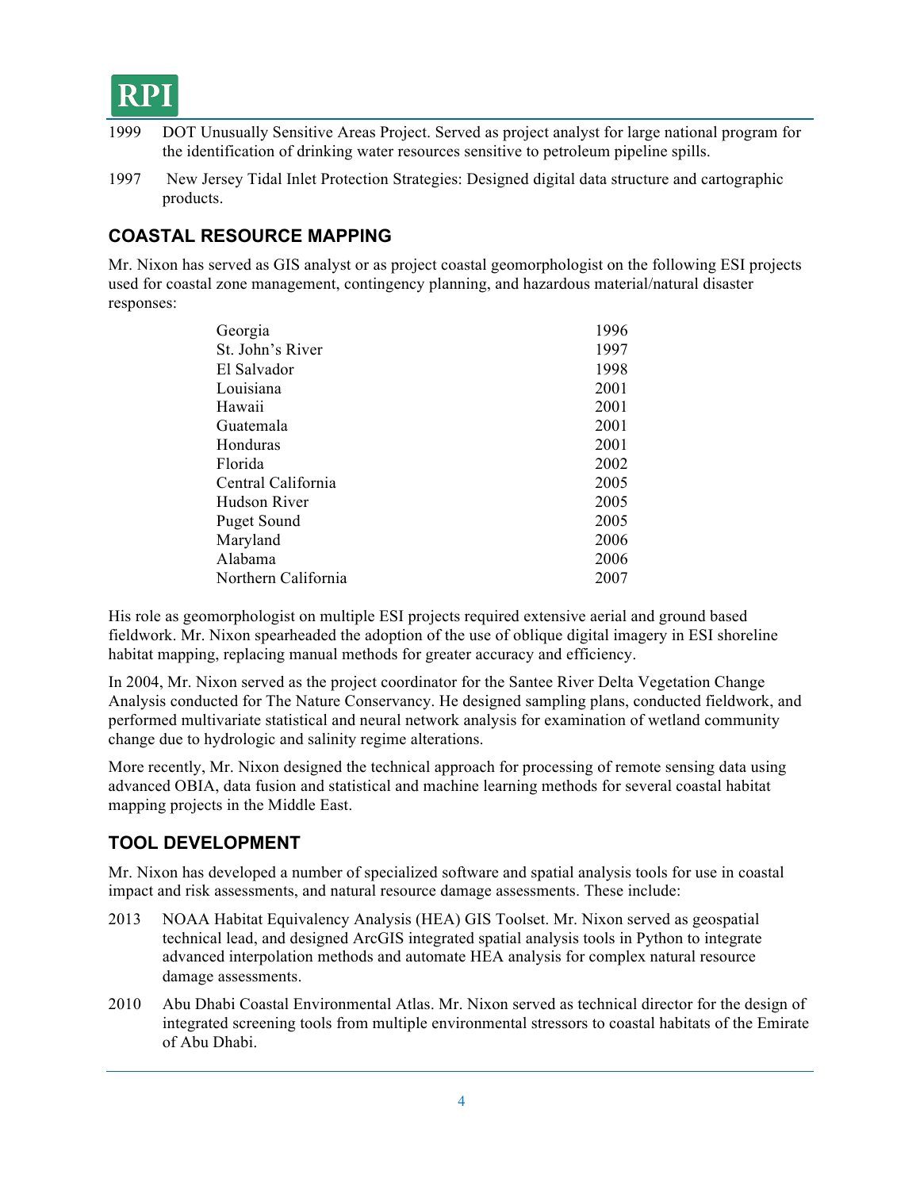1999 DOT Unusually Sensitive Areas Project. Served as project analyst for large national program for the identification of drinking water resources sensitive to petroleum pipeline spills.

1997 New Jersey Tidal Inlet Protection Strategies: Designed digital data structure and cartographic products.

## COASTAL RESOURCE MAPPING

Mr. Nixon has served as GIS analyst or as project coastal geomorphologist on the following ESI projects used for coastal zone management, contingency planning, and hazardous material/natural disaster responses:

| | |
|---|---|
| Georgia | 1996 |
| St. John's River | 1997 |
| El Salvador | 1998 |
| Louisiana | 2001 |
| Hawaii | 2001 |
| Guatemala | 2001 |
| Honduras | 2001 |
| Florida | 2002 |
| Central California | 2005 |
| Hudson River | 2005 |
| Puget Sound | 2005 |
| Maryland | 2006 |
| Alabama | 2006 |
| Northern California | 2007 |

His role as geomorphologist on multiple ESI projects required extensive aerial and ground based fieldwork. Mr. Nixon spearheaded the adoption of the use of oblique digital imagery in ESI shoreline habitat mapping, replacing manual methods for greater accuracy and efficiency.

In 2004, Mr. Nixon served as the project coordinator for the Santee River Delta Vegetation Change Analysis conducted for The Nature Conservancy. He designed sampling plans, conducted fieldwork, and performed multivariate statistical and neural network analysis for examination of wetland community change due to hydrologic and salinity regime alterations.

More recently, Mr. Nixon designed the technical approach for processing of remote sensing data using advanced OBIA, data fusion and statistical and machine learning methods for several coastal habitat mapping projects in the Middle East.

## TOOL DEVELOPMENT

Mr. Nixon has developed a number of specialized software and spatial analysis tools for use in coastal impact and risk assessments, and natural resource damage assessments. These include:

2013 NOAA Habitat Equivalency Analysis (HEA) GIS Toolset. Mr. Nixon served as geospatial technical lead, and designed ArcGIS integrated spatial analysis tools in Python to integrate advanced interpolation methods and automate HEA analysis for complex natural resource damage assessments.

2010 Abu Dhabi Coastal Environmental Atlas. Mr. Nixon served as technical director for the design of integrated screening tools from multiple environmental stressors to coastal habitats of the Emirate of Abu Dhabi.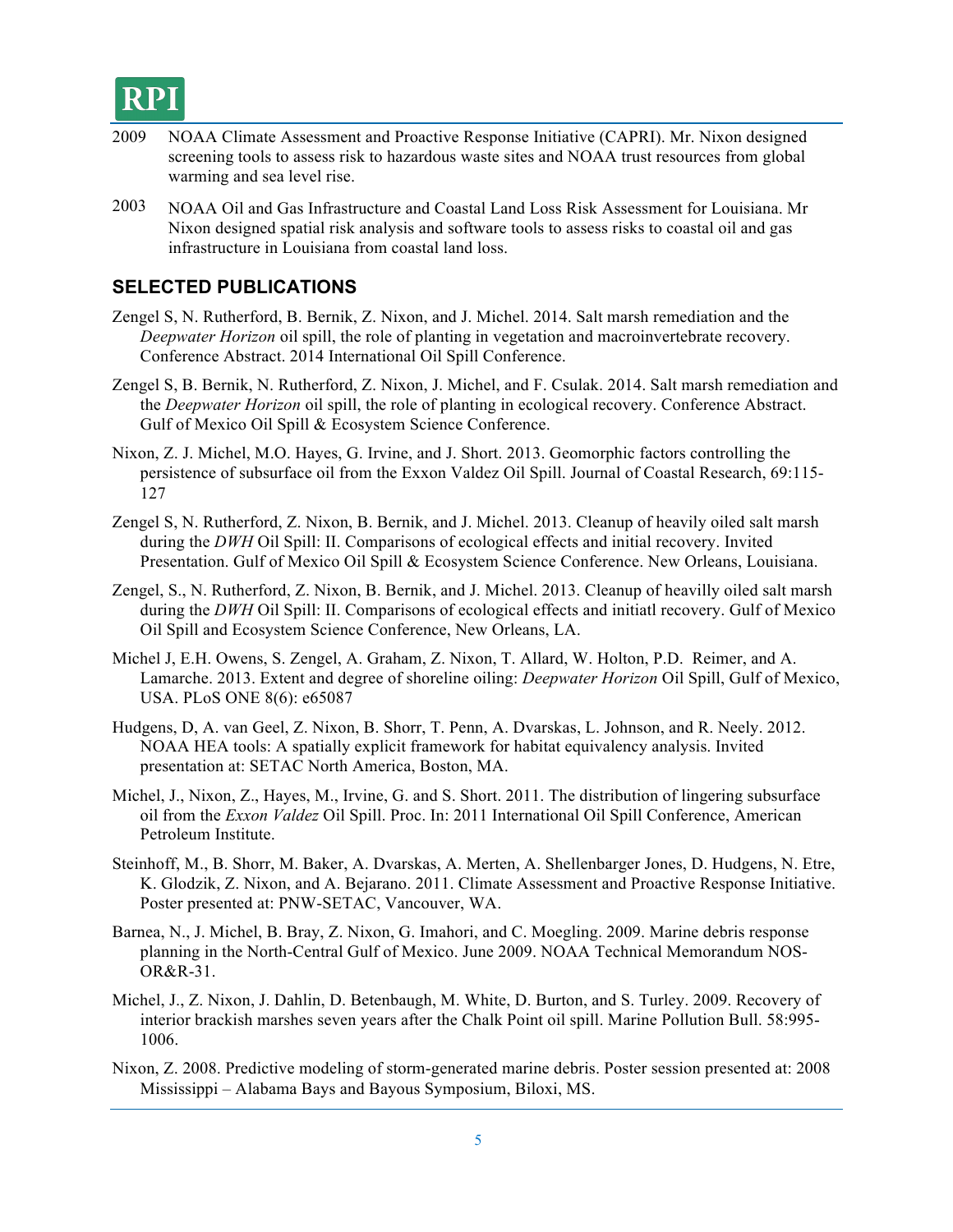2009 NOAA Climate Assessment and Proactive Response Initiative (CAPRI). Mr. Nixon designed screening tools to assess risk to hazardous waste sites and NOAA trust resources from global warming and sea level rise.

2003 NOAA Oil and Gas Infrastructure and Coastal Land Loss Risk Assessment for Louisiana. Mr Nixon designed spatial risk analysis and software tools to assess risks to coastal oil and gas infrastructure in Louisiana from coastal land loss.

## SELECTED PUBLICATIONS

Zengel S, N. Rutherford, B. Bernik, Z. Nixon, and J. Michel. 2014. Salt marsh remediation and the *Deepwater Horizon* oil spill, the role of planting in vegetation and macroinvertebrate recovery. Conference Abstract. 2014 International Oil Spill Conference.

Zengel S, B. Bernik, N. Rutherford, Z. Nixon, J. Michel, and F. Csulak. 2014. Salt marsh remediation and the *Deepwater Horizon* oil spill, the role of planting in ecological recovery. Conference Abstract. Gulf of Mexico Oil Spill & Ecosystem Science Conference.

Nixon, Z. J. Michel, M.O. Hayes, G. Irvine, and J. Short. 2013. Geomorphic factors controlling the persistence of subsurface oil from the Exxon Valdez Oil Spill. Journal of Coastal Research, 69:115-127

Zengel S, N. Rutherford, Z. Nixon, B. Bernik, and J. Michel. 2013. Cleanup of heavily oiled salt marsh during the *DWH* Oil Spill: II. Comparisons of ecological effects and initial recovery. Invited Presentation. Gulf of Mexico Oil Spill & Ecosystem Science Conference. New Orleans, Louisiana.

Zengel, S., N. Rutherford, Z. Nixon, B. Bernik, and J. Michel. 2013. Cleanup of heavilly oiled salt marsh during the *DWH* Oil Spill: II. Comparisons of ecological effects and initiatl recovery. Gulf of Mexico Oil Spill and Ecosystem Science Conference, New Orleans, LA.

Michel J, E.H. Owens, S. Zengel, A. Graham, Z. Nixon, T. Allard, W. Holton, P.D. Reimer, and A. Lamarche. 2013. Extent and degree of shoreline oiling: *Deepwater Horizon* Oil Spill, Gulf of Mexico, USA. PLoS ONE 8(6): e65087

Hudgens, D, A. van Geel, Z. Nixon, B. Shorr, T. Penn, A. Dvarskas, L. Johnson, and R. Neely. 2012. NOAA HEA tools: A spatially explicit framework for habitat equivalency analysis. Invited presentation at: SETAC North America, Boston, MA.

Michel, J., Nixon, Z., Hayes, M., Irvine, G. and S. Short. 2011. The distribution of lingering subsurface oil from the *Exxon Valdez* Oil Spill. Proc. In: 2011 International Oil Spill Conference, American Petroleum Institute.

Steinhoff, M., B. Shorr, M. Baker, A. Dvarskas, A. Merten, A. Shellenbarger Jones, D. Hudgens, N. Etre, K. Glodzik, Z. Nixon, and A. Bejarano. 2011. Climate Assessment and Proactive Response Initiative. Poster presented at: PNW-SETAC, Vancouver, WA.

Barnea, N., J. Michel, B. Bray, Z. Nixon, G. Imahori, and C. Moegling. 2009. Marine debris response planning in the North-Central Gulf of Mexico. June 2009. NOAA Technical Memorandum NOS-OR&R-31.

Michel, J., Z. Nixon, J. Dahlin, D. Betenbaugh, M. White, D. Burton, and S. Turley. 2009. Recovery of interior brackish marshes seven years after the Chalk Point oil spill. Marine Pollution Bull. 58:995-1006.

Nixon, Z. 2008. Predictive modeling of storm-generated marine debris. Poster session presented at: 2008 Mississippi – Alabama Bays and Bayous Symposium, Biloxi, MS.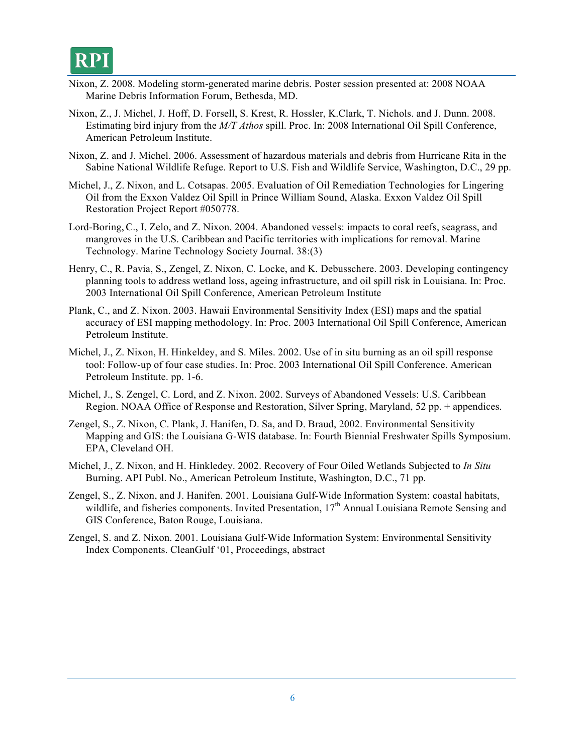Nixon, Z. 2008. Modeling storm-generated marine debris. Poster session presented at: 2008 NOAA Marine Debris Information Forum, Bethesda, MD.

Nixon, Z., J. Michel, J. Hoff, D. Forsell, S. Krest, R. Hossler, K.Clark, T. Nichols. and J. Dunn. 2008. Estimating bird injury from the *M/T Athos* spill. Proc. In: 2008 International Oil Spill Conference, American Petroleum Institute.

Nixon, Z. and J. Michel. 2006. Assessment of hazardous materials and debris from Hurricane Rita in the Sabine National Wildlife Refuge. Report to U.S. Fish and Wildlife Service, Washington, D.C., 29 pp.

Michel, J., Z. Nixon, and L. Cotsapas. 2005. Evaluation of Oil Remediation Technologies for Lingering Oil from the Exxon Valdez Oil Spill in Prince William Sound, Alaska. Exxon Valdez Oil Spill Restoration Project Report #050778.

Lord-Boring, C., I. Zelo, and Z. Nixon. 2004. Abandoned vessels: impacts to coral reefs, seagrass, and mangroves in the U.S. Caribbean and Pacific territories with implications for removal. Marine Technology. Marine Technology Society Journal. 38:(3)

Henry, C., R. Pavia, S., Zengel, Z. Nixon, C. Locke, and K. Debusschere. 2003. Developing contingency planning tools to address wetland loss, ageing infrastructure, and oil spill risk in Louisiana. In: Proc. 2003 International Oil Spill Conference, American Petroleum Institute

Plank, C., and Z. Nixon. 2003. Hawaii Environmental Sensitivity Index (ESI) maps and the spatial accuracy of ESI mapping methodology. In: Proc. 2003 International Oil Spill Conference, American Petroleum Institute.

Michel, J., Z. Nixon, H. Hinkeldey, and S. Miles. 2002. Use of in situ burning as an oil spill response tool: Follow-up of four case studies. In: Proc. 2003 International Oil Spill Conference. American Petroleum Institute. pp. 1-6.

Michel, J., S. Zengel, C. Lord, and Z. Nixon. 2002. Surveys of Abandoned Vessels: U.S. Caribbean Region. NOAA Office of Response and Restoration, Silver Spring, Maryland, 52 pp. + appendices.

Zengel, S., Z. Nixon, C. Plank, J. Hanifen, D. Sa, and D. Braud, 2002. Environmental Sensitivity Mapping and GIS: the Louisiana G-WIS database. In: Fourth Biennial Freshwater Spills Symposium. EPA, Cleveland OH.

Michel, J., Z. Nixon, and H. Hinkledey. 2002. Recovery of Four Oiled Wetlands Subjected to *In Situ* Burning. API Publ. No., American Petroleum Institute, Washington, D.C., 71 pp.

Zengel, S., Z. Nixon, and J. Hanifen. 2001. Louisiana Gulf-Wide Information System: coastal habitats, wildlife, and fisheries components. Invited Presentation, 17th Annual Louisiana Remote Sensing and GIS Conference, Baton Rouge, Louisiana.

Zengel, S. and Z. Nixon. 2001. Louisiana Gulf-Wide Information System: Environmental Sensitivity Index Components. CleanGulf '01, Proceedings, abstract